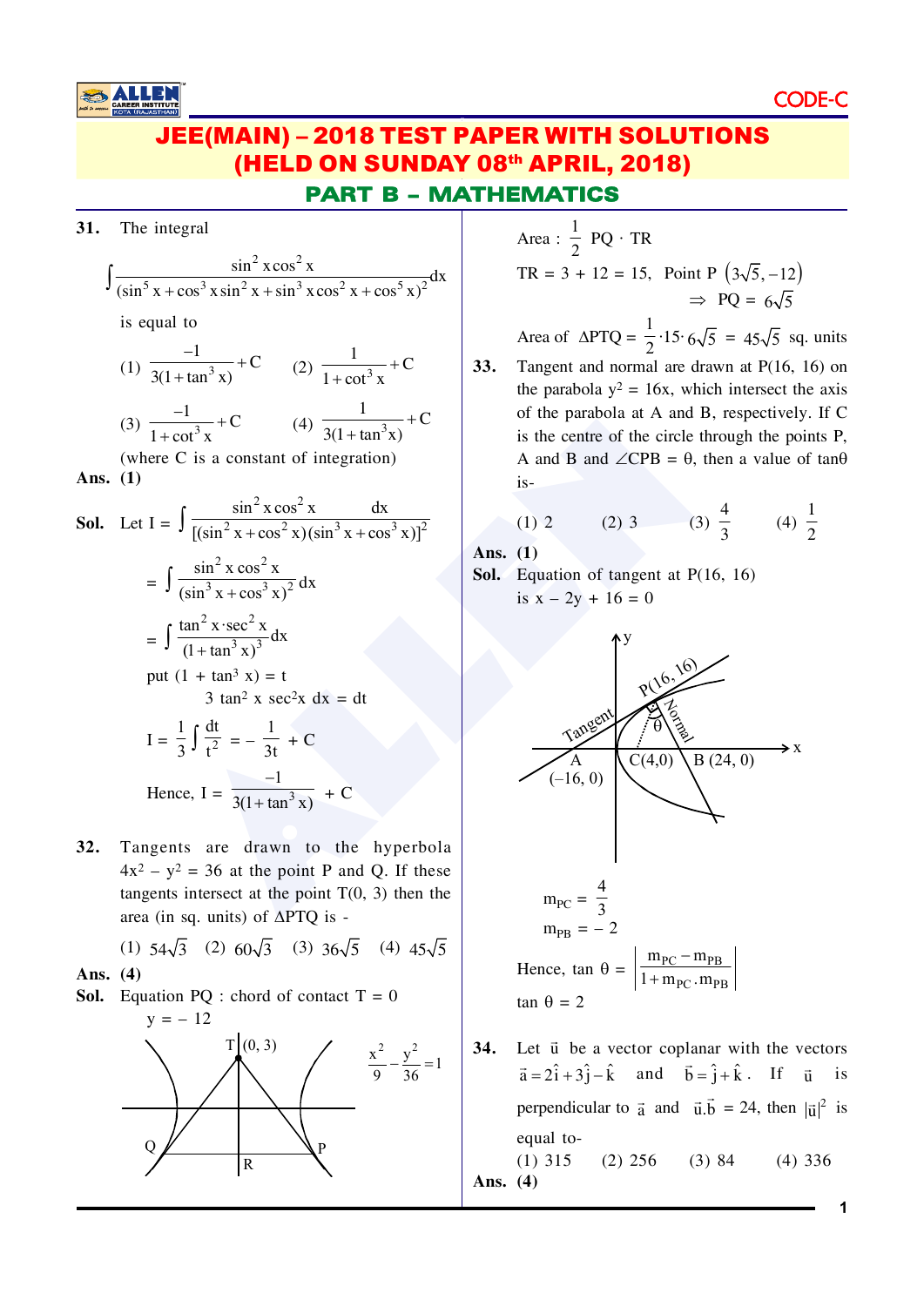CODE-C

# JEE(MAIN) – 2018 TEST PAPER WITH SOLUTIONS
# (HELD ON SUNDAY 08th APRIL, 2018)

## PART B – MATHEMATICS

**31.** The integral

$$\int \frac{\sin^2 x \cos^2 x}{(\sin^5 x + \cos^3 x \sin^2 x + \sin^3 x \cos^2 x + \cos^5 x)^2} dx$$

is equal to

(1) $\frac{-1}{3(1+\tan^3 x)} + C$ (2) $\frac{1}{1+\cot^3 x} + C$

(3) $\frac{-1}{1+\cot^3 x} + C$ (4) $\frac{1}{3(1+\tan^3 x)} + C$

(where C is a constant of integration)

**Ans. (1)**

**Sol.** Let $I = \int \frac{\sin^2 x \cos^2 x \quad dx}{[(\sin^2 x + \cos^2 x)(\sin^3 x + \cos^3 x)]^2}$

$= \int \frac{\sin^2 x \cos^2 x}{(\sin^3 x + \cos^3 x)^2} dx$

$= \int \frac{\tan^2 x \cdot \sec^2 x}{(1+\tan^3 x)^3} dx$

put $(1 + \tan^3 x) = t$

$3 \tan^2 x \sec^2 x \, dx = dt$

$I = \frac{1}{3} \int \frac{dt}{t^2} = -\frac{1}{3t} + C$

Hence, $I = \frac{-1}{3(1+\tan^3 x)} + C$

**32.** Tangents are drawn to the hyperbola $4x^2 - y^2 = 36$ at the point P and Q. If these tangents intersect at the point T(0, 3) then the area (in sq. units) of ΔPTQ is -

(1) $54\sqrt{3}$ (2) $60\sqrt{3}$ (3) $36\sqrt{5}$ (4) $45\sqrt{5}$

**Ans. (4)**

**Sol.** Equation PQ : chord of contact T = 0

$y = -12$

$\frac{x^2}{9} - \frac{y^2}{36} = 1$

Area : $\frac{1}{2}$ PQ · TR

TR = 3 + 12 = 15, Point P $(3\sqrt{5}, -12)$

$\Rightarrow$ PQ = $6\sqrt{5}$

Area of ΔPTQ = $\frac{1}{2} \cdot 15 \cdot 6\sqrt{5} = 45\sqrt{5}$ sq. units

**33.** Tangent and normal are drawn at P(16, 16) on the parabola $y^2 = 16x$, which intersect the axis of the parabola at A and B, respectively. If C is the centre of the circle through the points P, A and B and ∠CPB = θ, then a value of tanθ is-

(1) 2 (2) 3 (3) $\frac{4}{3}$ (4) $\frac{1}{2}$

**Ans. (1)**

**Sol.** Equation of tangent at P(16, 16) is $x - 2y + 16 = 0$

$m_{PC} = \frac{4}{3}$

$m_{PB} = -2$

Hence, $\tan\theta = \left|\frac{m_{PC} - m_{PB}}{1 + m_{PC} . m_{PB}}\right|$

$\tan\theta = 2$

**34.** Let $\vec{u}$ be a vector coplanar with the vectors $\vec{a} = 2\hat{i} + 3\hat{j} - \hat{k}$ and $\vec{b} = \hat{j} + \hat{k}$. If $\vec{u}$ is perpendicular to $\vec{a}$ and $\vec{u}.\vec{b} = 24$, then $|\vec{u}|^2$ is equal to-

(1) 315 (2) 256 (3) 84 (4) 336

**Ans. (4)**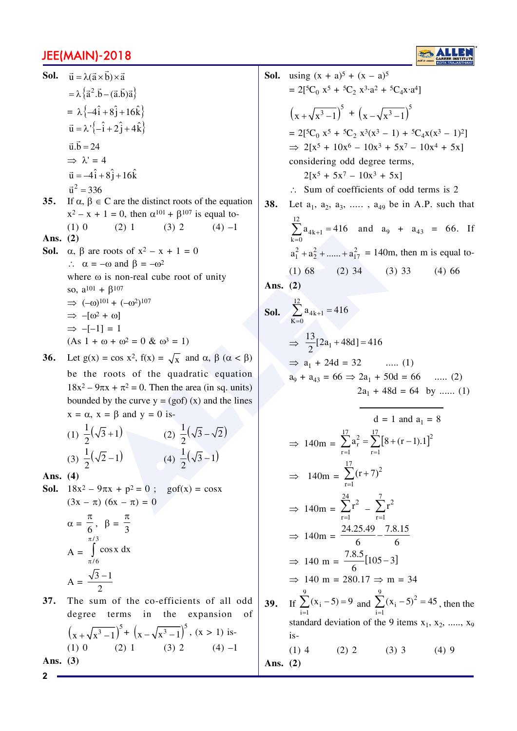**Sol.** $\vec{u} = \lambda(\vec{a}\times\vec{b})\times\vec{a}$

$= \lambda\{\vec{a}^2.\vec{b} - (\vec{a}.\vec{b})\vec{a}\}$

$= \lambda\{-4\hat{i}+8\hat{j}+16\hat{k}\}$

$\vec{u} = \lambda'\{-\hat{i}+2\hat{j}+4\hat{k}\}$

$\vec{u}.\vec{b} = 24$

$\Rightarrow \lambda' = 4$

$\vec{u} = -4\hat{i}+8\hat{j}+16\hat{k}$

$\vec{u}^2 = 336$

**35.** If $\alpha, \beta \in C$ are the distinct roots of the equation $x^2 - x + 1 = 0$, then $\alpha^{101} + \beta^{107}$ is equal to-

(1) 0 (2) 1 (3) 2 (4) –1

**Ans. (2)**

**Sol.** $\alpha, \beta$ are roots of $x^2 - x + 1 = 0$

$\therefore$ $\alpha = -\omega$ and $\beta = -\omega^2$

where $\omega$ is non-real cube root of unity

so, $a^{101} + \beta^{107}$

$\Rightarrow (-\omega)^{101} + (-\omega^2)^{107}$

$\Rightarrow -[\omega^2 + \omega]$

$\Rightarrow -[-1] = 1$

(As $1 + \omega + \omega^2 = 0$ & $\omega^3 = 1$)

**36.** Let $g(x) = \cos x^2$, $f(x) = \sqrt{x}$ and $\alpha, \beta$ $(\alpha < \beta)$ be the roots of the quadratic equation $18x^2 - 9\pi x + \pi^2 = 0$. Then the area (in sq. units) bounded by the curve $y = (gof)(x)$ and the lines $x = \alpha$, $x = \beta$ and $y = 0$ is-

(1) $\frac{1}{2}(\sqrt{3}+1)$ (2) $\frac{1}{2}(\sqrt{3}-\sqrt{2})$

(3) $\frac{1}{2}(\sqrt{2}-1)$ (4) $\frac{1}{2}(\sqrt{3}-1)$

**Ans. (4)**

**Sol.** $18x^2 - 9\pi x + p^2 = 0$ ; $gof(x) = \cos x$

$(3x - \pi)(6x - \pi) = 0$

$\alpha = \frac{\pi}{6}$, $\beta = \frac{\pi}{3}$

$A = \int_{\pi/6}^{\pi/3} \cos x \, dx$

$A = \frac{\sqrt{3}-1}{2}$

**37.** The sum of the co-efficients of all odd degree terms in the expansion of $\left(x+\sqrt{x^3-1}\right)^5 + \left(x-\sqrt{x^3-1}\right)^5$, $(x > 1)$ is-

(1) 0 (2) 1 (3) 2 (4) –1

**Ans. (3)**

**Sol.** using $(x + a)^5 + (x - a)^5$

$= 2[{}^5C_0\, x^5 + {}^5C_2\, x^3 \cdot a^2 + {}^5C_4 x \cdot a^4]$

$\left(x+\sqrt{x^3-1}\right)^5 + \left(x-\sqrt{x^3-1}\right)^5$

$= 2[{}^5C_0\, x^5 + {}^5C_2\, x^3(x^3 - 1) + {}^5C_4 x(x^3 - 1)^2]$

$\Rightarrow 2[x^5 + 10x^6 - 10x^3 + 5x^7 - 10x^4 + 5x]$

considering odd degree terms,

$2[x^5 + 5x^7 - 10x^3 + 5x]$

$\therefore$ Sum of coefficients of odd terms is 2

**38.** Let $a_1, a_2, a_3, \ldots, a_{49}$ be in A.P. such that $\sum_{k=0}^{12} a_{4k+1} = 416$ and $a_9 + a_{43} = 66$. If $a_1^2 + a_2^2 + \ldots + a_{17}^2 = 140m$, then m is equal to-

(1) 68 (2) 34 (3) 33 (4) 66

**Ans. (2)**

**Sol.** $\sum_{K=0}^{12} a_{4k+1} = 416$

$\Rightarrow \frac{13}{2}[2a_1 + 48d] = 416$

$\Rightarrow a_1 + 24d = 32$ ..... (1)

$a_9 + a_{43} = 66 \Rightarrow 2a_1 + 50d = 66$ ..... (2)

$2a_1 + 48d = 64$ by ...... (1)

---

$d = 1$ and $a_1 = 8$

$\Rightarrow 140m = \sum_{r=1}^{17} a_r^2 = \sum_{r=1}^{17}[8+(r-1).1]^2$

$\Rightarrow 140m = \sum_{r=1}^{17}(r+7)^2$

$\Rightarrow 140m = \sum_{r=1}^{24} r^2 - \sum_{r=1}^{7} r^2$

$\Rightarrow 140m = \frac{24.25.49}{6} - \frac{7.8.15}{6}$

$\Rightarrow 140\ m = \frac{7.8.5}{6}[105-3]$

$\Rightarrow 140\ m = 280.17 \Rightarrow m = 34$

**39.** If $\sum_{i=1}^{9}(x_i - 5) = 9$ and $\sum_{i=1}^{9}(x_i - 5)^2 = 45$, then the standard deviation of the 9 items $x_1, x_2, \ldots, x_9$ is-

(1) 4 (2) 2 (3) 3 (4) 9

**Ans. (2)**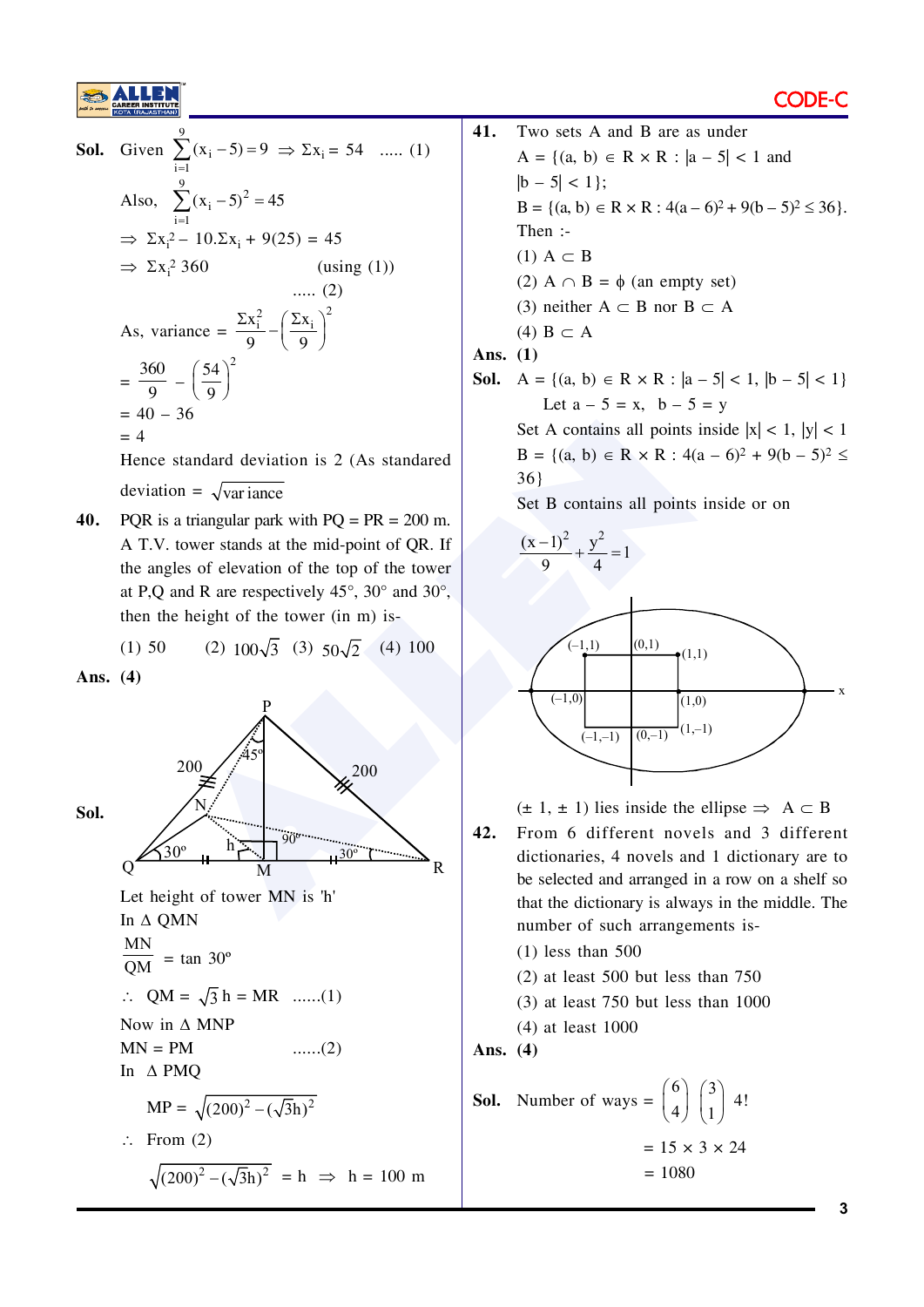**Sol.** Given $\sum_{i=1}^{9}(x_i - 5) = 9 \Rightarrow \Sigma x_i = 54$ ..... (1)

Also, $\sum_{i=1}^{9}(x_i - 5)^2 = 45$

$\Rightarrow \Sigma x_i^2 - 10.\Sigma x_i + 9(25) = 45$

$\Rightarrow \Sigma x_i^2\ 360$ (using (1)) ..... (2)

As, variance $= \frac{\Sigma x_i^2}{9} - \left(\frac{\Sigma x_i}{9}\right)^2$

$= \frac{360}{9} - \left(\frac{54}{9}\right)^2$

$= 40 - 36$

$= 4$

Hence standard deviation is 2 (As standared deviation $= \sqrt{\text{variance}}$

**40.** PQR is a triangular park with PQ = PR = 200 m. A T.V. tower stands at the mid-point of QR. If the angles of elevation of the top of the tower at P,Q and R are respectively 45°, 30° and 30°, then the height of the tower (in m) is-

(1) 50 (2) $100\sqrt{3}$ (3) $50\sqrt{2}$ (4) 100

**Ans. (4)**

**Sol.**

Let height of tower MN is 'h'

In Δ QMN

$\frac{MN}{QM} = \tan 30°$

$\therefore$ QM $= \sqrt{3}$ h = MR ......(1)

Now in Δ MNP

MN = PM ......(2)

In Δ PMQ

$MP = \sqrt{(200)^2 - (\sqrt{3}h)^2}$

$\therefore$ From (2)

$\sqrt{(200)^2 - (\sqrt{3}h)^2} = h \Rightarrow h = 100$ m

**41.** Two sets A and B are as under

A = {(a, b) ∈ R × R : |a – 5| < 1 and |b – 5| < 1};

B = {(a, b) ∈ R × R : $4(a-6)^2 + 9(b-5)^2 \le 36$}.

Then :-

(1) A ⊂ B

(2) A ∩ B = ϕ (an empty set)

(3) neither A ⊂ B nor B ⊂ A

(4) B ⊂ A

**Ans. (1)**

**Sol.** A = {(a, b) ∈ R × R : |a – 5| < 1, |b – 5| < 1}

Let a – 5 = x, b – 5 = y

Set A contains all points inside |x| < 1, |y| < 1

B = {(a, b) ∈ R × R : $4(a-6)^2 + 9(b-5)^2 \le 36$}

Set B contains all points inside or on

$$\frac{(x-1)^2}{9} + \frac{y^2}{4} = 1$$

(± 1, ± 1) lies inside the ellipse ⇒ A ⊂ B

**42.** From 6 different novels and 3 different dictionaries, 4 novels and 1 dictionary are to be selected and arranged in a row on a shelf so that the dictionary is always in the middle. The number of such arrangements is-

(1) less than 500

(2) at least 500 but less than 750

(3) at least 750 but less than 1000

(4) at least 1000

**Ans. (4)**

**Sol.** Number of ways $= \binom{6}{4}\binom{3}{1}4!$

$= 15 \times 3 \times 24$

$= 1080$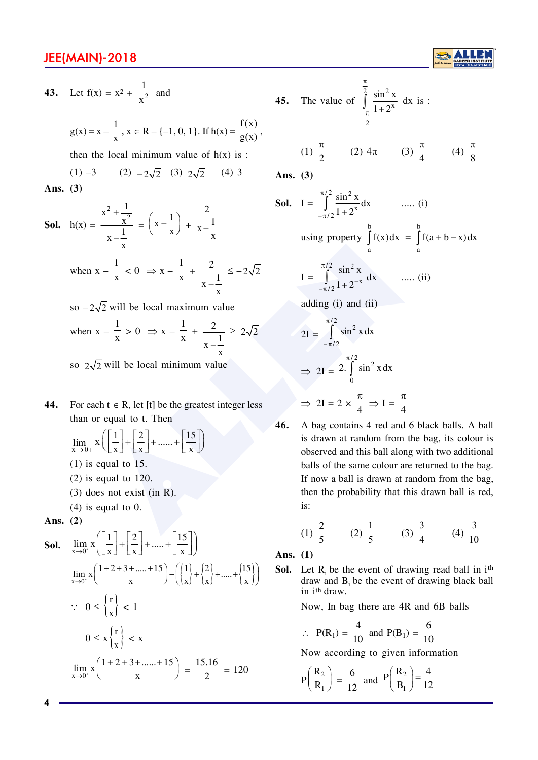**43.** Let $f(x) = x^2 + \frac{1}{x^2}$ and

$g(x) = x - \frac{1}{x}, x \in R - \{-1, 0, 1\}$. If $h(x) = \frac{f(x)}{g(x)}$,

then the local minimum value of h(x) is :

(1) –3 (2) $-2\sqrt{2}$ (3) $2\sqrt{2}$ (4) 3

**Ans. (3)**

**Sol.** $h(x) = \frac{x^2 + \frac{1}{x^2}}{x - \frac{1}{x}} = \left(x - \frac{1}{x}\right) + \frac{2}{x - \frac{1}{x}}$

when $x - \frac{1}{x} < 0 \Rightarrow x - \frac{1}{x} + \frac{2}{x - \frac{1}{x}} \le -2\sqrt{2}$

so $-2\sqrt{2}$ will be local maximum value

when $x - \frac{1}{x} > 0 \Rightarrow x - \frac{1}{x} + \frac{2}{x - \frac{1}{x}} \ge 2\sqrt{2}$

so $2\sqrt{2}$ will be local minimum value

**44.** For each $t \in R$, let [t] be the greatest integer less than or equal to t. Then

$$\lim_{x \to 0+} x\left(\left[\frac{1}{x}\right] + \left[\frac{2}{x}\right] + \ldots\ldots + \left[\frac{15}{x}\right]\right)$$

(1) is equal to 15.

(2) is equal to 120.

(3) does not exist (in R).

(4) is equal to 0.

**Ans. (2)**

**Sol.** $\lim_{x \to 0^+} x\left(\left[\frac{1}{x}\right] + \left[\frac{2}{x}\right] + \ldots\ldots + \left[\frac{15}{x}\right]\right)$

$\lim_{x \to 0^+} x\left(\frac{1+2+3+\ldots\ldots+15}{x}\right) - \left(\left\{\frac{1}{x}\right\} + \left\{\frac{2}{x}\right\} + \ldots\ldots + \left\{\frac{15}{x}\right\}\right)$

$\because \ 0 \le \left\{\frac{r}{x}\right\} < 1$

$0 \le x\left\{\frac{r}{x}\right\} < x$

$\lim_{x \to 0^+} x\left(\frac{1+2+3+\ldots\ldots+15}{x}\right) = \frac{15.16}{2} = 120$

**45.** The value of $\int_{-\frac{\pi}{2}}^{\frac{\pi}{2}} \frac{\sin^2 x}{1+2^x} dx$ is :

(1) $\frac{\pi}{2}$ (2) $4\pi$ (3) $\frac{\pi}{4}$ (4) $\frac{\pi}{8}$

**Ans. (3)**

**Sol.** $I = \int_{-\pi/2}^{\pi/2} \frac{\sin^2 x}{1+2^x} dx$ ..... (i)

using property $\int_a^b f(x)dx = \int_a^b f(a+b-x)dx$

$I = \int_{-\pi/2}^{\pi/2} \frac{\sin^2 x}{1+2^{-x}} dx$ ..... (ii)

adding (i) and (ii)

$2I = \int_{-\pi/2}^{\pi/2} \sin^2 x\, dx$

$\Rightarrow 2I = 2.\int_0^{\pi/2} \sin^2 x\, dx$

$\Rightarrow 2I = 2 \times \frac{\pi}{4} \Rightarrow I = \frac{\pi}{4}$

**46.** A bag contains 4 red and 6 black balls. A ball is drawn at random from the bag, its colour is observed and this ball along with two additional balls of the same colour are returned to the bag. If now a ball is drawn at random from the bag, then the probability that this drawn ball is red, is:

(1) $\frac{2}{5}$ (2) $\frac{1}{5}$ (3) $\frac{3}{4}$ (4) $\frac{3}{10}$

**Ans. (1)**

**Sol.** Let $R_i$ be the event of drawing read ball in i[th] draw and $B_i$ be the event of drawing black ball in i[th] draw.

Now, In bag there are 4R and 6B balls

$\therefore \ P(R_1) = \frac{4}{10}$ and $P(B_1) = \frac{6}{10}$

Now according to given information

$P\left(\frac{R_2}{R_1}\right) = \frac{6}{12}$ and $P\left(\frac{R_2}{B_1}\right) = \frac{4}{12}$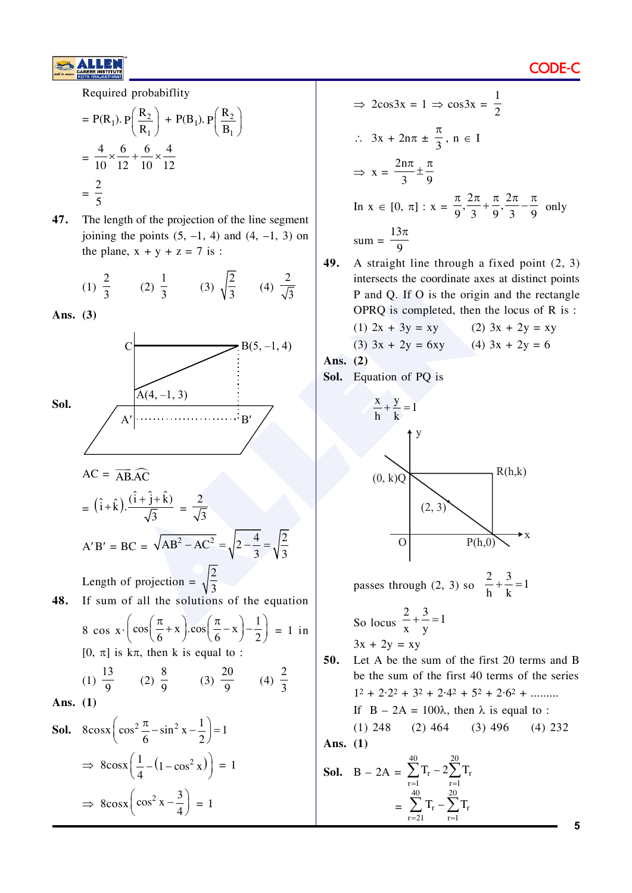Required probabiflity

$= P(R_1).\ P\left(\frac{R_2}{R_1}\right) + P(B_1).\ P\left(\frac{R_2}{B_1}\right)$

$= \frac{4}{10} \times \frac{6}{12} + \frac{6}{10} \times \frac{4}{12}$

$= \frac{2}{5}$

**47.** The length of the projection of the line segment joining the points (5, –1, 4) and (4, –1, 3) on the plane, x + y + z = 7 is :

(1) $\frac{2}{3}$ (2) $\frac{1}{3}$ (3) $\sqrt{\frac{2}{3}}$ (4) $\frac{2}{\sqrt{3}}$

**Ans.** **(3)**

**Sol.**

C, B(5, –1, 4), A(4, –1, 3), A′, B′

$AC = \overrightarrow{AB}.\widehat{AC}$

$= \left(\hat{i} + \hat{k}\right).\frac{\left(\hat{i} + \hat{j} + \hat{k}\right)}{\sqrt{3}} = \frac{2}{\sqrt{3}}$

$A'B' = BC = \sqrt{AB^2 - AC^2} = \sqrt{2 - \frac{4}{3}} = \sqrt{\frac{2}{3}}$

Length of projection $= \sqrt{\frac{2}{3}}$

**48.** If sum of all the solutions of the equation

$8\cos x \cdot \left(\cos\left(\frac{\pi}{6} + x\right).\cos\left(\frac{\pi}{6} - x\right) - \frac{1}{2}\right) = 1$ in $[0, \pi]$ is $k\pi$, then k is equal to :

(1) $\frac{13}{9}$ (2) $\frac{8}{9}$ (3) $\frac{20}{9}$ (4) $\frac{2}{3}$

**Ans.** **(1)**

**Sol.** $8\cos x\left(\cos^2\frac{\pi}{6} - \sin^2 x - \frac{1}{2}\right) = 1$

$\Rightarrow 8\cos x\left(\frac{1}{4} - \left(1 - \cos^2 x\right)\right) = 1$

$\Rightarrow 8\cos x\left(\cos^2 x - \frac{3}{4}\right) = 1$

$\Rightarrow 2\cos 3x = 1 \Rightarrow \cos 3x = \frac{1}{2}$

$\therefore\ 3x + 2n\pi \pm \frac{\pi}{3},\ n \in I$

$\Rightarrow x = \frac{2n\pi}{3} \pm \frac{\pi}{9}$

In $x \in [0, \pi] : x = \frac{\pi}{9}, \frac{2\pi}{3} + \frac{\pi}{9}, \frac{2\pi}{3} - \frac{\pi}{9}$ only

sum $= \frac{13\pi}{9}$

**49.** A straight line through a fixed point (2, 3) intersects the coordinate axes at distinct points P and Q. If O is the origin and the rectangle OPRQ is completed, then the locus of R is :

(1) $2x + 3y = xy$ (2) $3x + 2y = xy$

(3) $3x + 2y = 6xy$ (4) $3x + 2y = 6$

**Ans.** **(2)**

**Sol.** Equation of PQ is

$\frac{x}{h} + \frac{y}{k} = 1$

(0, k)Q, R(h,k), (2, 3), O, P(h,0)

passes through (2, 3) so $\frac{2}{h} + \frac{3}{k} = 1$

So locus $\frac{2}{x} + \frac{3}{y} = 1$

$3x + 2y = xy$

**50.** Let A be the sum of the first 20 terms and B be the sum of the first 40 terms of the series

$1^2 + 2\cdot2^2 + 3^2 + 2\cdot4^2 + 5^2 + 2\cdot6^2 + \ldots\ldots\ldots$

If $B - 2A = 100\lambda$, then $\lambda$ is equal to :

(1) 248 (2) 464 (3) 496 (4) 232

**Ans.** **(1)**

**Sol.** $B - 2A = \sum_{r=1}^{40} T_r - 2\sum_{r=1}^{20} T_r$

$= \sum_{r=21}^{40} T_r - \sum_{r=1}^{20} T_r$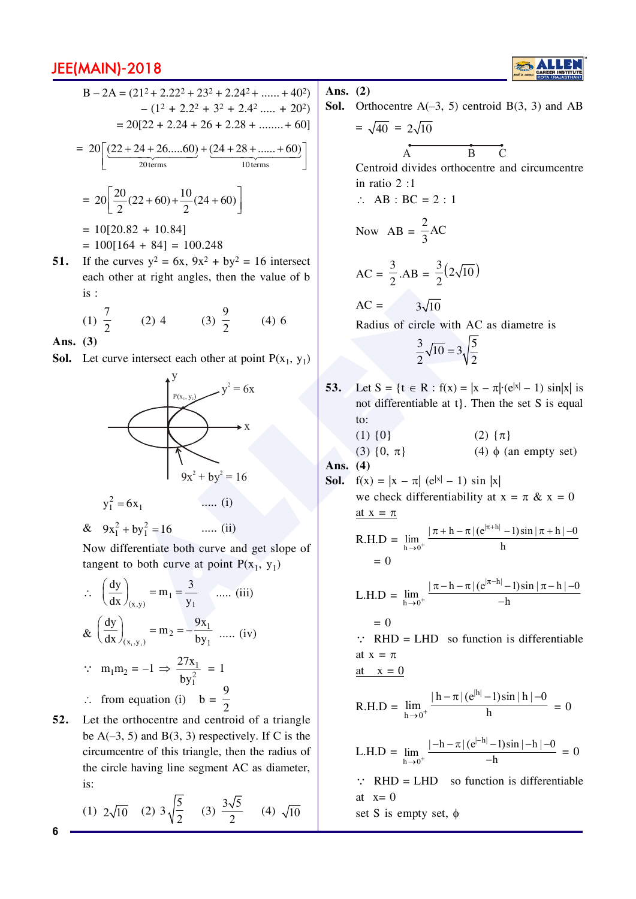$$B - 2A = (21^2 + 2.22^2 + 23^2 + 2.24^2 + \ldots\ldots + 40^2) - (1^2 + 2.2^2 + 3^2 + 2.4^2 \ldots\ldots + 20^2)$$

$$= 20[22 + 2.24 + 26 + 2.28 + \ldots\ldots\ldots + 60]$$

$$= 20\left[\underbrace{(22 + 24 + 26\ldots\ldots 60)}_{20\,\text{terms}} + \underbrace{(24 + 28 + \ldots\ldots + 60)}_{10\,\text{terms}}\right]$$

$$= 20\left[\frac{20}{2}(22+60) + \frac{10}{2}(24+60)\right]$$

$$= 10[20.82 + 10.84]$$

$$= 100[164 + 84] = 100.248$$

**51.** If the curves $y^2 = 6x$, $9x^2 + by^2 = 16$ intersect each other at right angles, then the value of b is :

(1) $\frac{7}{2}$ (2) 4 (3) $\frac{9}{2}$ (4) 6

**Ans. (3)**

**Sol.** Let curve intersect each other at point $P(x_1, y_1)$

$y_1^2 = 6x_1$ ..... (i)

& $9x_1^2 + by_1^2 = 16$ ..... (ii)

Now differentiate both curve and get slope of tangent to both curve at point $P(x_1, y_1)$

$\therefore \left(\frac{dy}{dx}\right)_{(x,y)} = m_1 = \frac{3}{y_1}$ ..... (iii)

& $\left(\frac{dy}{dx}\right)_{(x_1,y_1)} = m_2 = -\frac{9x_1}{by_1}$ ..... (iv)

$\because m_1m_2 = -1 \Rightarrow \frac{27x_1}{by_1^2} = 1$

$\therefore$ from equation (i) $b = \frac{9}{2}$

**52.** Let the orthocentre and centroid of a triangle be A(–3, 5) and B(3, 3) respectively. If C is the circumcentre of this triangle, then the radius of the circle having line segment AC as diameter, is:

(1) $2\sqrt{10}$ (2) $3\sqrt{\frac{5}{2}}$ (3) $\frac{3\sqrt{5}}{2}$ (4) $\sqrt{10}$

**Ans. (2)**

**Sol.** Orthocentre A(–3, 5) centroid B(3, 3) and $AB = \sqrt{40} = 2\sqrt{10}$

A ——— B —— C

Centroid divides orthocentre and circumcentre in ratio 2 :1

$\therefore$ AB : BC = 2 : 1

Now $AB = \frac{2}{3}AC$

$AC = \frac{3}{2}.AB = \frac{3}{2}\left(2\sqrt{10}\right)$

$AC = 3\sqrt{10}$

Radius of circle with AC as diametre is

$$\frac{3}{2}\sqrt{10} = 3\sqrt{\frac{5}{2}}$$

**53.** Let $S = \{t \in R : f(x) = |x - \pi|\cdot(e^{|x|} - 1)\sin|x|$ is not differentiable at t}. Then the set S is equal to:

(1) {0} (2) {π}

(3) {0, π} (4) $\phi$ (an empty set)

**Ans. (4)**

**Sol.** $f(x) = |x - \pi|\,(e^{|x|} - 1)\sin|x|$

we check differentiability at $x = \pi$ & $x = 0$

<u>at $x = \pi$</u>

$$\text{R.H.D} = \lim_{h\to 0^+}\frac{|\pi + h - \pi|\,(e^{|\pi+h|} - 1)\sin|\pi + h| - 0}{h} = 0$$

$$\text{L.H.D} = \lim_{h\to 0^+}\frac{|\pi - h - \pi|\,(e^{|\pi-h|} - 1)\sin|\pi - h| - 0}{-h} = 0$$

$\because$ RHD = LHD so function is differentiable at $x = \pi$

<u>at $x = 0$</u>

$$\text{R.H.D} = \lim_{h\to 0^+}\frac{|h - \pi|\,(e^{|h|} - 1)\sin|h| - 0}{h} = 0$$

$$\text{L.H.D} = \lim_{h\to 0^+}\frac{|-h - \pi|\,(e^{|-h|} - 1)\sin|-h| - 0}{-h} = 0$$

$\because$ RHD = LHD so function is differentiable at $x = 0$

set S is empty set, $\phi$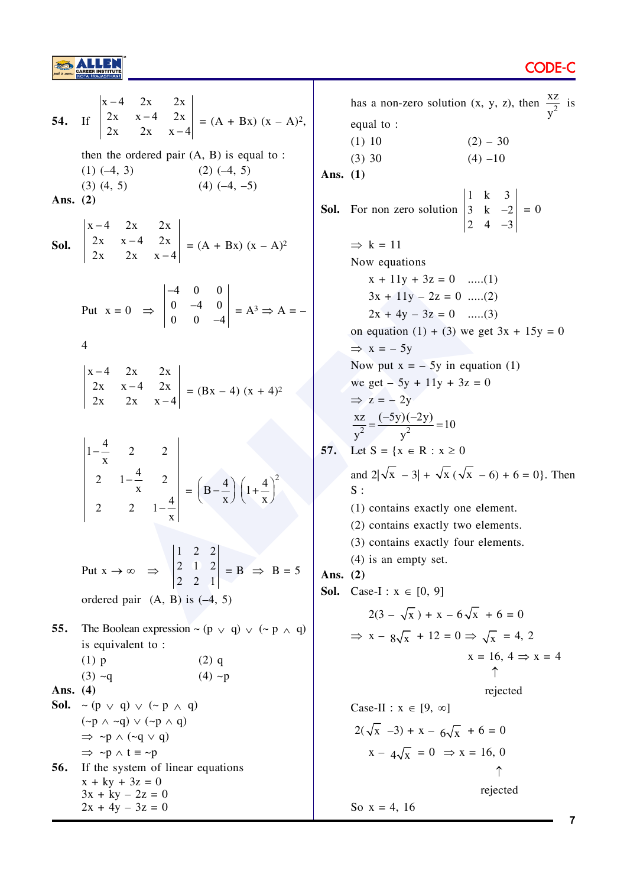**54.** If $\begin{vmatrix} x-4 & 2x & 2x \\ 2x & x-4 & 2x \\ 2x & 2x & x-4 \end{vmatrix} = (A + Bx)(x - A)^2$,

then the ordered pair (A, B) is equal to :

(1) (–4, 3) (2) (–4, 5)

(3) (4, 5) (4) (–4, –5)

**Ans. (2)**

**Sol.** $\begin{vmatrix} x-4 & 2x & 2x \\ 2x & x-4 & 2x \\ 2x & 2x & x-4 \end{vmatrix} = (A + Bx)(x - A)^2$

Put $x = 0 \Rightarrow \begin{vmatrix} -4 & 0 & 0 \\ 0 & -4 & 0 \\ 0 & 0 & -4 \end{vmatrix} = A^3 \Rightarrow A = -4$

$\begin{vmatrix} x-4 & 2x & 2x \\ 2x & x-4 & 2x \\ 2x & 2x & x-4 \end{vmatrix} = (Bx - 4)(x + 4)^2$

$\begin{vmatrix} 1-\frac{4}{x} & 2 & 2 \\ 2 & 1-\frac{4}{x} & 2 \\ 2 & 2 & 1-\frac{4}{x} \end{vmatrix} = \left(B - \frac{4}{x}\right)\left(1 + \frac{4}{x}\right)^2$

Put $x \to \infty \Rightarrow \begin{vmatrix} 1 & 2 & 2 \\ 2 & 1 & 2 \\ 2 & 2 & 1 \end{vmatrix} = B \Rightarrow B = 5$

ordered pair (A, B) is (–4, 5)

**55.** The Boolean expression $\sim (p \vee q) \vee (\sim p \wedge q)$ is equivalent to :

(1) p (2) q

(3) ~q (4) ~p

**Ans. (4)**

**Sol.** $\sim (p \vee q) \vee (\sim p \wedge q)$

$(\sim p \wedge \sim q) \vee (\sim p \wedge q)$

$\Rightarrow \sim p \wedge (\sim q \vee q)$

$\Rightarrow \sim p \wedge t \equiv \sim p$

**56.** If the system of linear equations

$x + ky + 3z = 0$

$3x + ky - 2z = 0$

$2x + 4y - 3z = 0$

has a non-zero solution (x, y, z), then $\frac{xz}{y^2}$ is equal to :

(1) 10 (2) – 30

(3) 30 (4) –10

**Ans. (1)**

**Sol.** For non zero solution $\begin{vmatrix} 1 & k & 3 \\ 3 & k & -2 \\ 2 & 4 & -3 \end{vmatrix} = 0$

$\Rightarrow k = 11$

Now equations

$x + 11y + 3z = 0$ .....(1)

$3x + 11y - 2z = 0$ .....(2)

$2x + 4y - 3z = 0$ .....(3)

on equation (1) + (3) we get $3x + 15y = 0$

$\Rightarrow x = -5y$

Now put $x = -5y$ in equation (1)

we get $-5y + 11y + 3z = 0$

$\Rightarrow z = -2y$

$\frac{xz}{y^2} = \frac{(-5y)(-2y)}{y^2} = 10$

**57.** Let $S = \{x \in R : x \geq 0$ and $2|\sqrt{x} - 3| + \sqrt{x}(\sqrt{x} - 6) + 6 = 0\}$. Then S :

(1) contains exactly one element.

(2) contains exactly two elements.

(3) contains exactly four elements.

(4) is an empty set.

**Ans. (2)**

**Sol.** Case-I : $x \in [0, 9]$

$2(3 - \sqrt{x}) + x - 6\sqrt{x} + 6 = 0$

$\Rightarrow x - 8\sqrt{x} + 12 = 0 \Rightarrow \sqrt{x} = 4, 2$

$x = 16, 4 \Rightarrow x = 4$ (16 rejected)

Case-II : $x \in [9, \infty]$

$2(\sqrt{x} - 3) + x - 6\sqrt{x} + 6 = 0$

$x - 4\sqrt{x} = 0 \Rightarrow x = 16, 0$ (0 rejected)

So x = 4, 16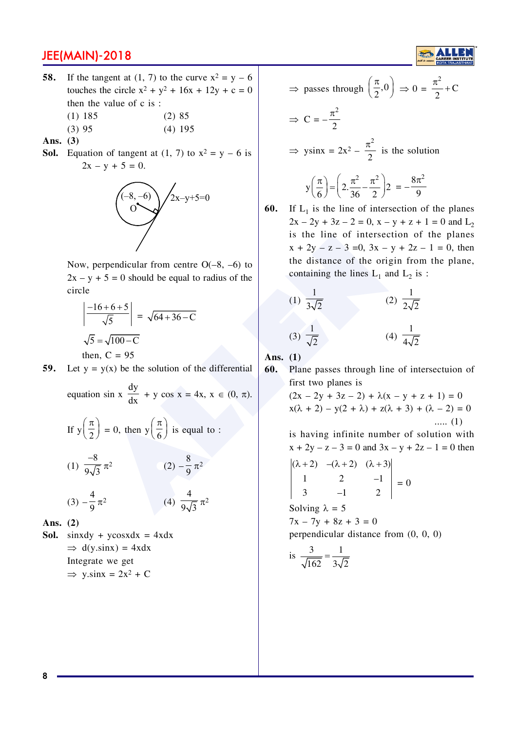**58.** If the tangent at (1, 7) to the curve $x^2 = y - 6$ touches the circle $x^2 + y^2 + 16x + 12y + c = 0$ then the value of c is :

(1) 185 (2) 85

(3) 95 (4) 195

**Ans.** (3)

**Sol.** Equation of tangent at (1, 7) to $x^2 = y - 6$ is $2x - y + 5 = 0$.

(–8, –6)
O
2x–y+5=0

Now, perpendicular from centre O(–8, –6) to $2x - y + 5 = 0$ should be equal to radius of the circle

$$\left|\frac{-16+6+5}{\sqrt{5}}\right| = \sqrt{64+36-C}$$

$$\sqrt{5} = \sqrt{100-C}$$

then, C = 95

**59.** Let y = y(x) be the solution of the differential equation $\sin x \dfrac{dy}{dx} + y \cos x = 4x$, $x \in (0, \pi)$.

If $y\left(\dfrac{\pi}{2}\right) = 0$, then $y\left(\dfrac{\pi}{6}\right)$ is equal to :

(1) $\dfrac{-8}{9\sqrt{3}}\pi^2$ (2) $-\dfrac{8}{9}\pi^2$

(3) $-\dfrac{4}{9}\pi^2$ (4) $\dfrac{4}{9\sqrt{3}}\pi^2$

**Ans.** (2)

**Sol.** $\sin x dy + y \cos x dx = 4x dx$

$\Rightarrow d(y.\sin x) = 4x dx$

Integrate we get

$\Rightarrow y.\sin x = 2x^2 + C$

$\Rightarrow$ passes through $\left(\dfrac{\pi}{2}, 0\right) \Rightarrow 0 = \dfrac{\pi^2}{2} + C$

$\Rightarrow C = -\dfrac{\pi^2}{2}$

$\Rightarrow y\sin x = 2x^2 - \dfrac{\pi^2}{2}$ is the solution

$$y\left(\frac{\pi}{6}\right) = \left(2.\frac{\pi^2}{36} - \frac{\pi^2}{2}\right)2 = -\frac{8\pi^2}{9}$$

**60.** If $L_1$ is the line of intersection of the planes $2x - 2y + 3z - 2 = 0$, $x - y + z + 1 = 0$ and $L_2$ is the line of intersection of the planes $x + 2y - z - 3 = 0$, $3x - y + 2z - 1 = 0$, then the distance of the origin from the plane, containing the lines $L_1$ and $L_2$ is :

(1) $\dfrac{1}{3\sqrt{2}}$ (2) $\dfrac{1}{2\sqrt{2}}$

(3) $\dfrac{1}{\sqrt{2}}$ (4) $\dfrac{1}{4\sqrt{2}}$

**Ans.** (1)

**60.** Plane passes through line of intersectuion of first two planes is

$(2x - 2y + 3z - 2) + \lambda(x - y + z + 1) = 0$

$x(\lambda + 2) - y(2 + \lambda) + z(\lambda + 3) + (\lambda - 2) = 0$ ..... (1)

is having infinite number of solution with $x + 2y - z - 3 = 0$ and $3x - y + 2z - 1 = 0$ then

$$\begin{vmatrix} (\lambda+2) & -(\lambda+2) & (\lambda+3) \\ 1 & 2 & -1 \\ 3 & -1 & 2 \end{vmatrix} = 0$$

Solving $\lambda = 5$

$7x - 7y + 8z + 3 = 0$

perpendicular distance from (0, 0, 0)

is $\dfrac{3}{\sqrt{162}} = \dfrac{1}{3\sqrt{2}}$